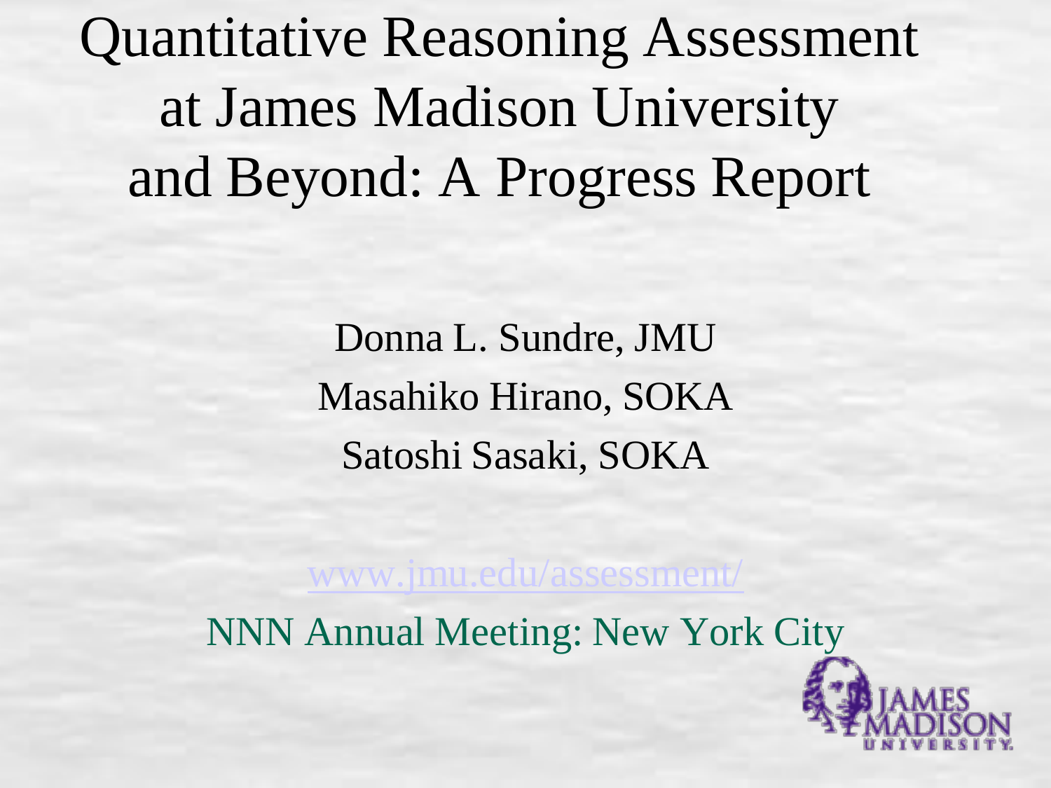# Quantitative Reasoning Assessment at James Madison University and Beyond: A Progress Report

Donna L. Sundre, JMU

Masahiko Hirano, SOKA

Satoshi Sasaki, SOKA

www.jmu.edu/assessment/

NNN Annual Meeting: New York City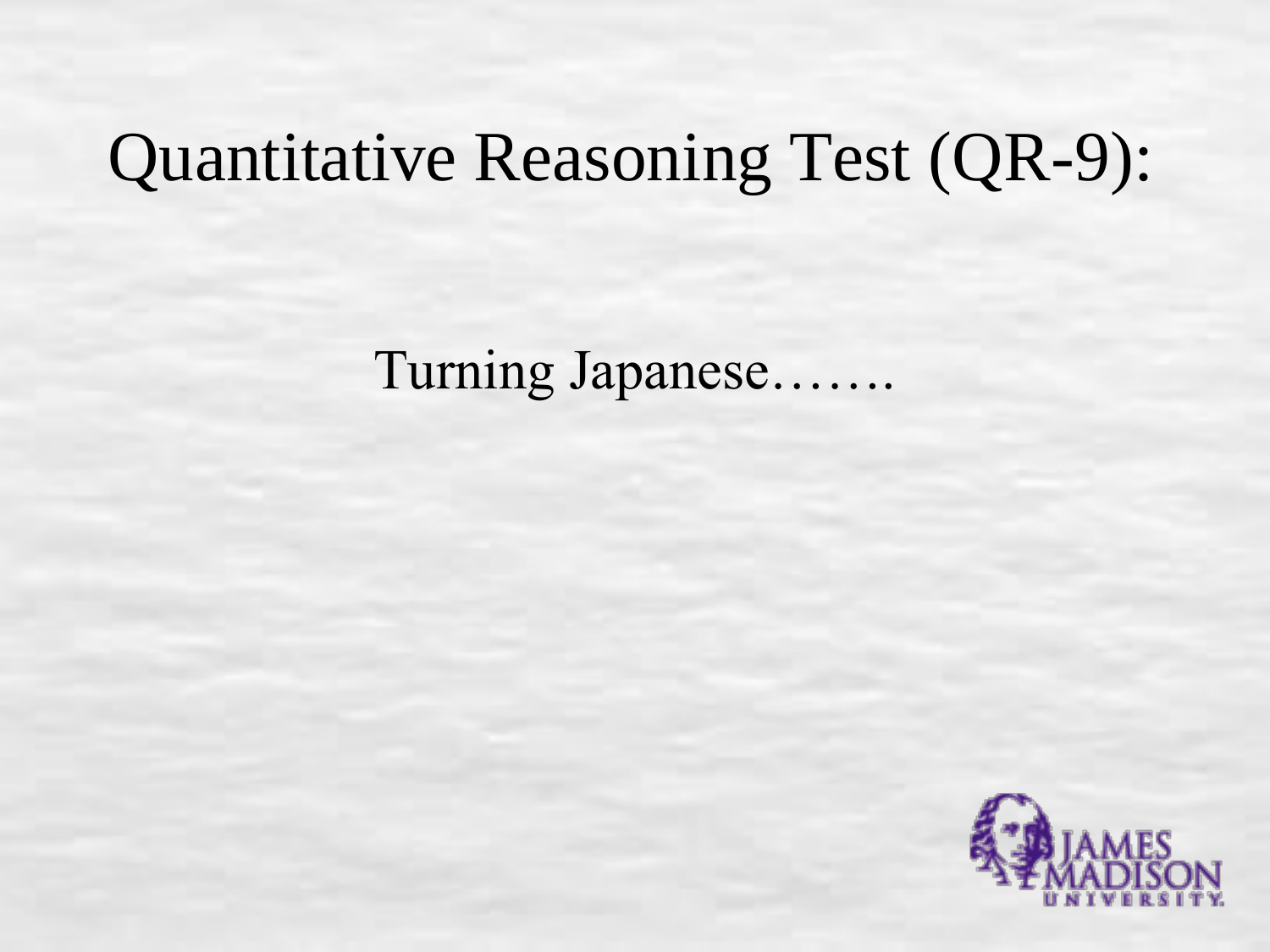# Quantitative Reasoning Test (QR-9):

Turning Japanese…….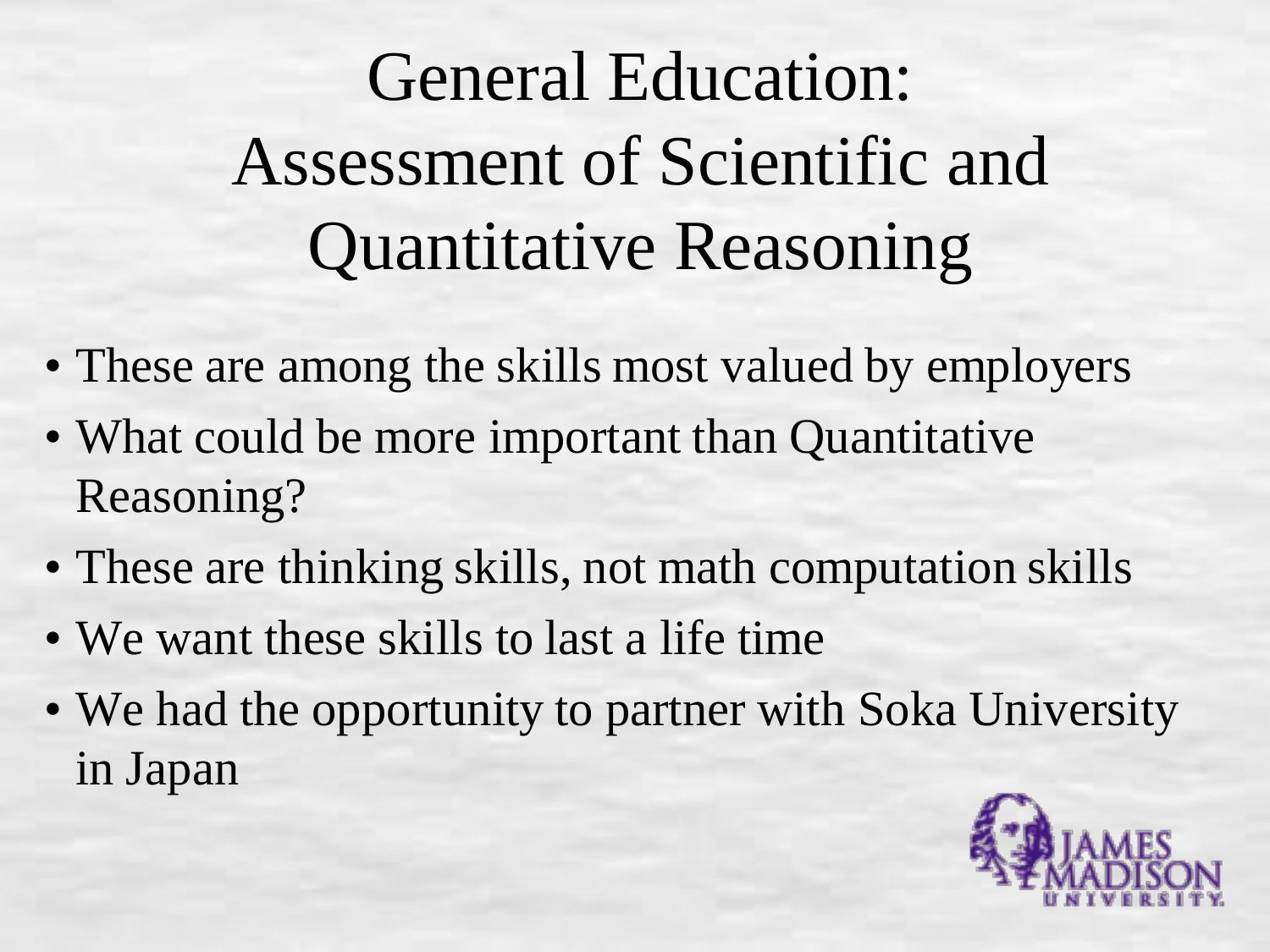# General Education: Assessment of Scientific and Quantitative Reasoning

- These are among the skills most valued by employers
- What could be more important than Quantitative Reasoning?
- These are thinking skills, not math computation skills
- We want these skills to last a life time
- We had the opportunity to partner with Soka University in Japan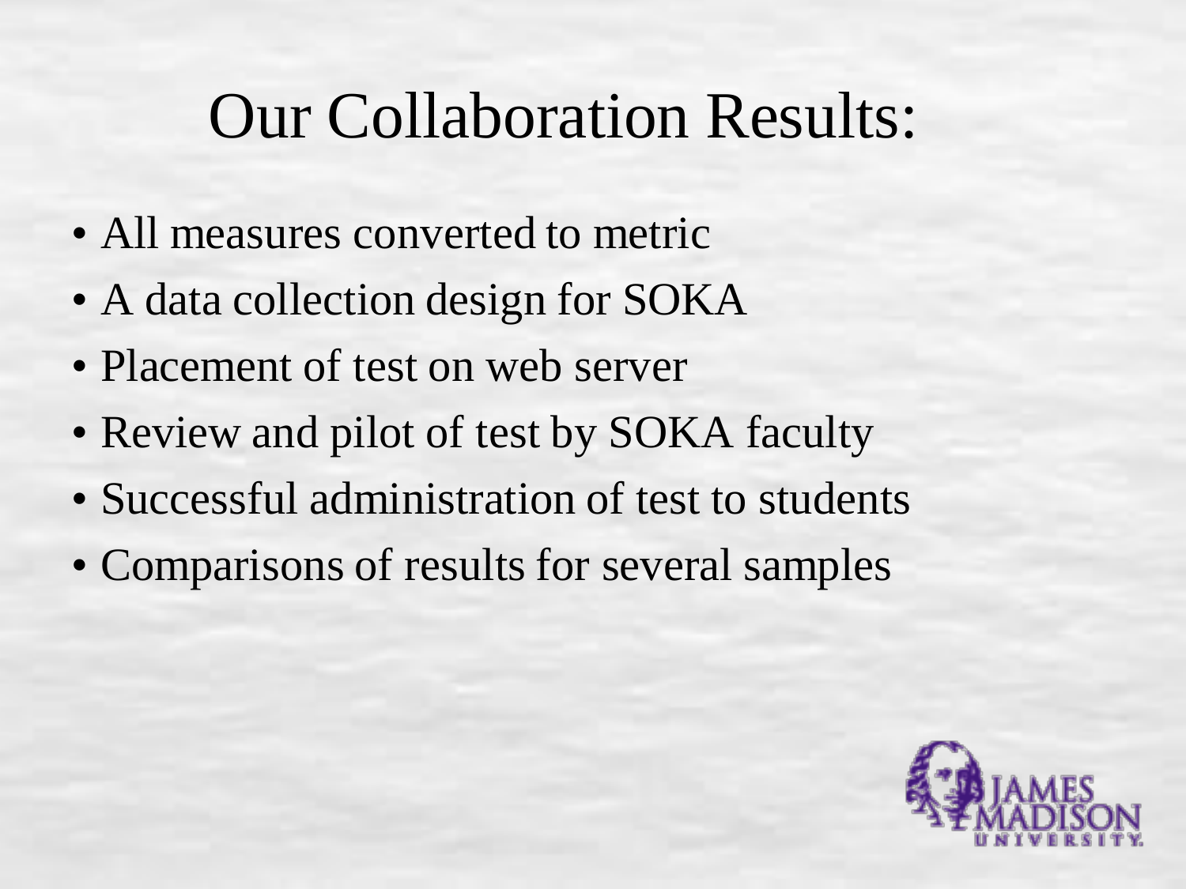# Our Collaboration Results:

- All measures converted to metric
- A data collection design for SOKA
- Placement of test on web server
- Review and pilot of test by SOKA faculty
- Successful administration of test to students
- Comparisons of results for several samples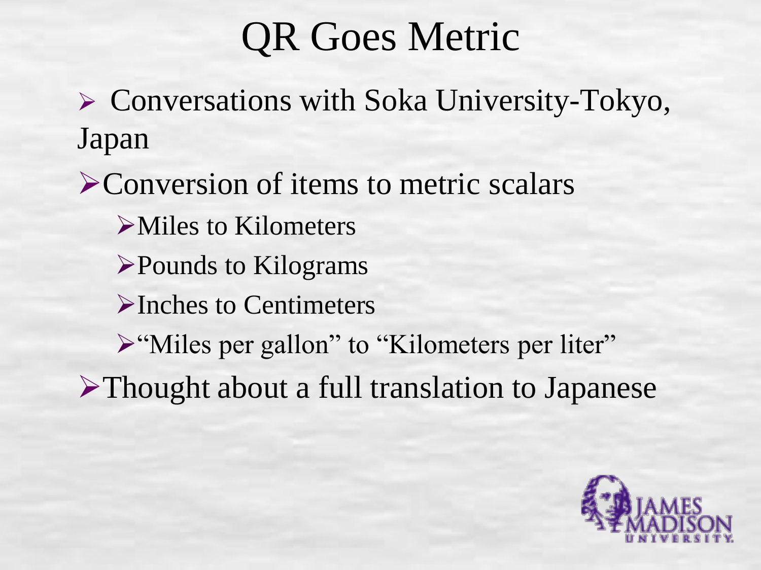# QR Goes Metric

- Conversations with Soka University-Tokyo, Japan
- Conversion of items to metric scalars
  - Miles to Kilometers
  - Pounds to Kilograms
  - Inches to Centimeters
  - “Miles per gallon” to “Kilometers per liter”
- Thought about a full translation to Japanese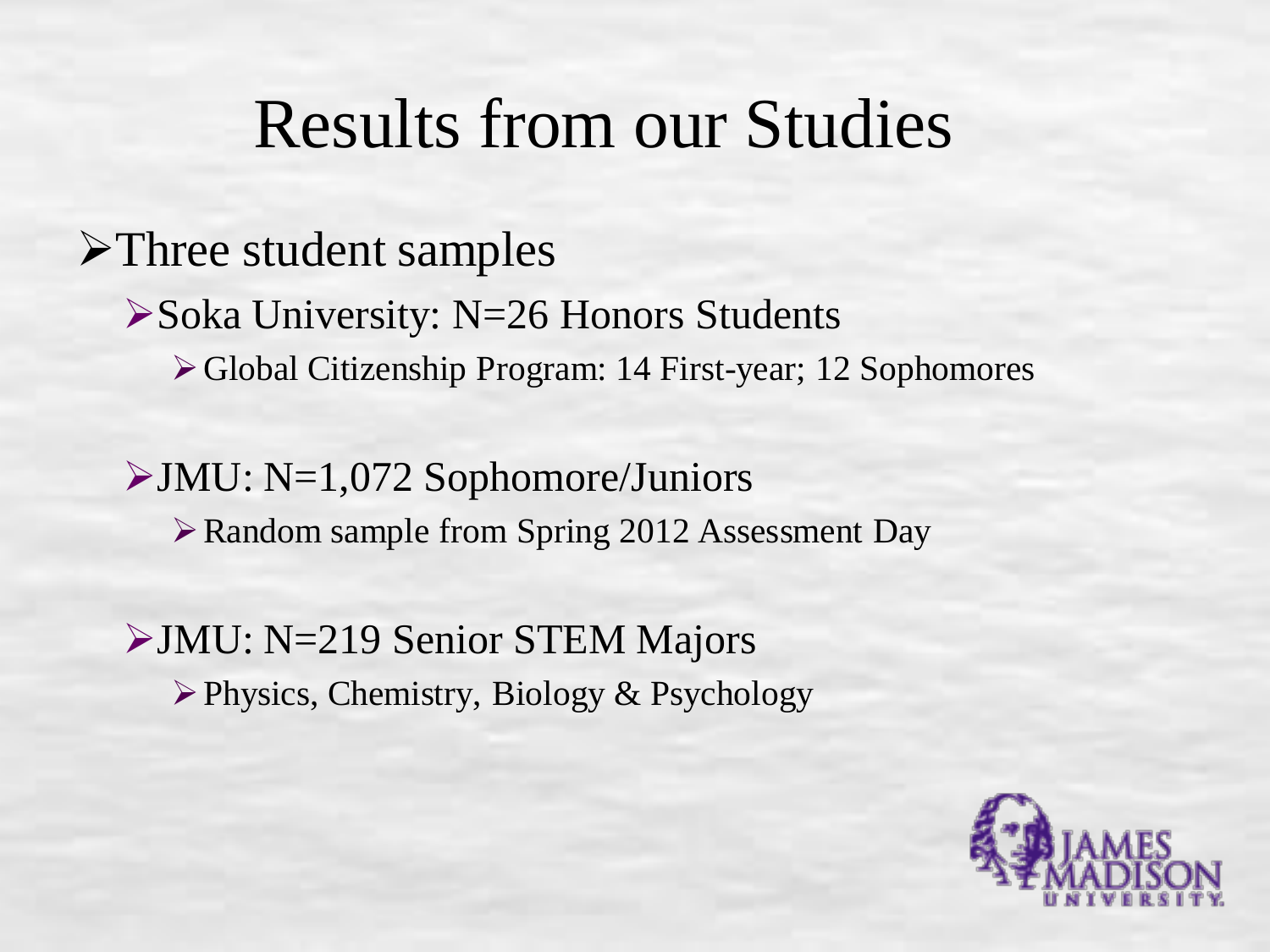# Results from our Studies

- Three student samples
  - Soka University: N=26 Honors Students
    - Global Citizenship Program: 14 First-year; 12 Sophomores
  - JMU: N=1,072 Sophomore/Juniors
    - Random sample from Spring 2012 Assessment Day
  - JMU: N=219 Senior STEM Majors
    - Physics, Chemistry, Biology & Psychology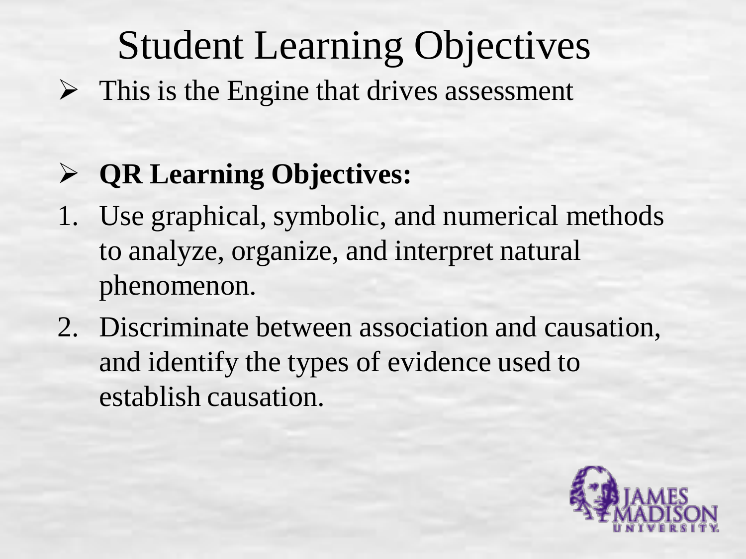# Student Learning Objectives

- This is the Engine that drives assessment

- **QR Learning Objectives:**

1. Use graphical, symbolic, and numerical methods to analyze, organize, and interpret natural phenomenon.
2. Discriminate between association and causation, and identify the types of evidence used to establish causation.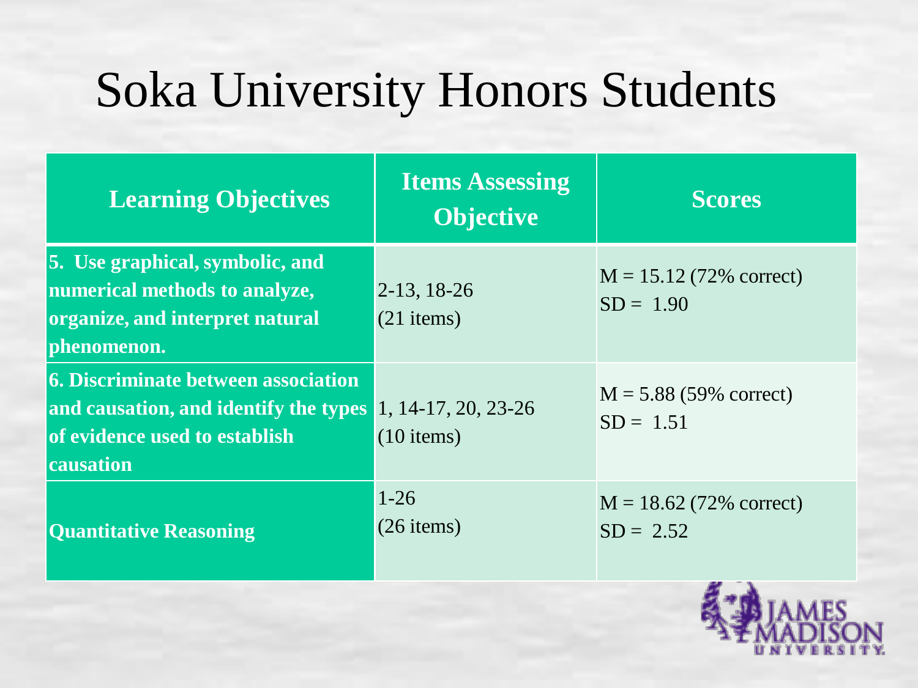# Soka University Honors Students

| Learning Objectives | Items Assessing Objective | Scores |
|---|---|---|
| **5. Use graphical, symbolic, and numerical methods to analyze, organize, and interpret natural phenomenon.** | 2-13, 18-26 (21 items) | M = 15.12 (72% correct) SD = 1.90 |
| **6. Discriminate between association and causation, and identify the types of evidence used to establish causation** | 1, 14-17, 20, 23-26 (10 items) | M = 5.88 (59% correct) SD = 1.51 |
| **Quantitative Reasoning** | 1-26 (26 items) | M = 18.62 (72% correct) SD = 2.52 |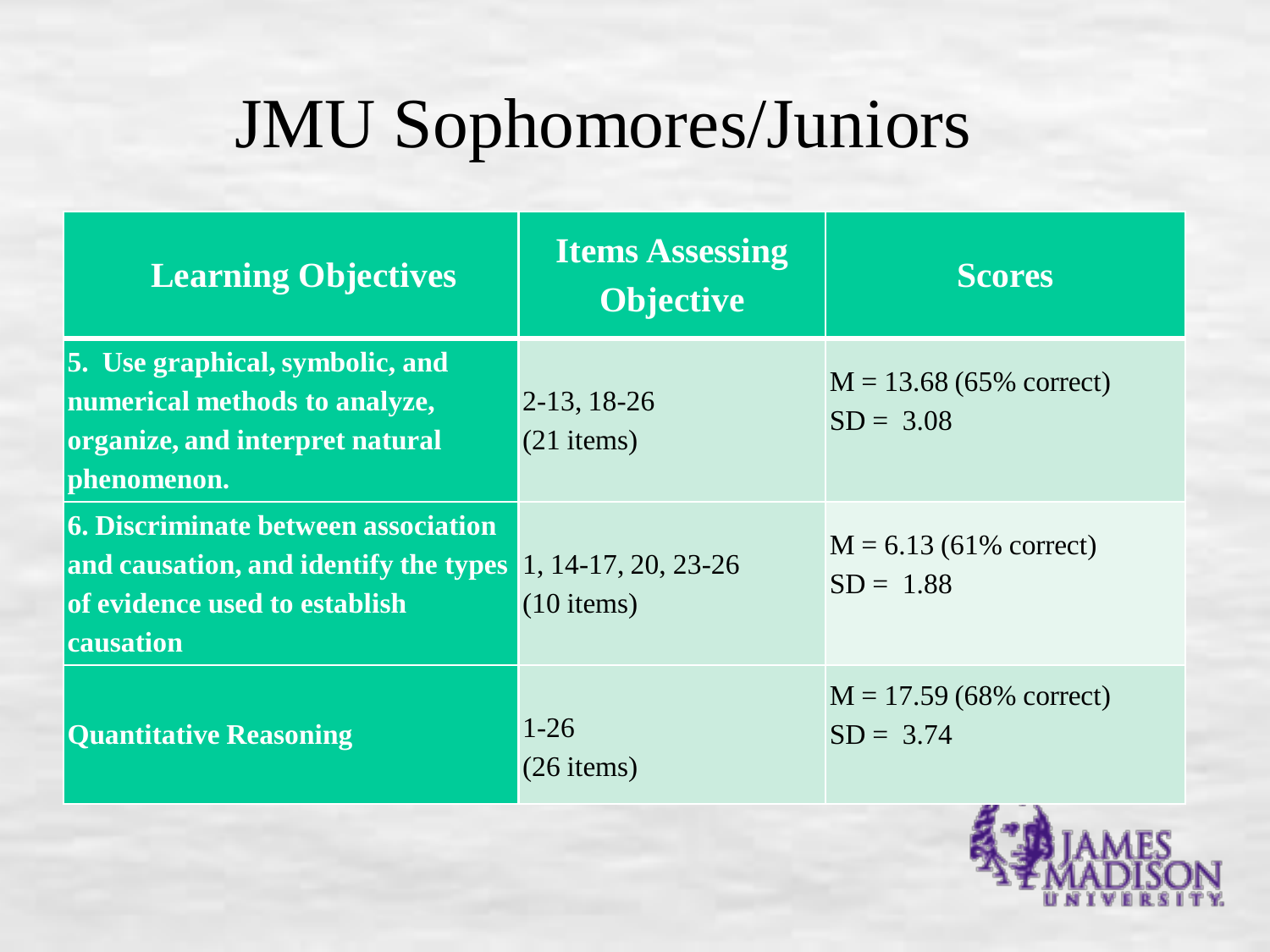# JMU Sophomores/Juniors

| Learning Objectives | Items Assessing Objective | Scores |
|---|---|---|
| **5. Use graphical, symbolic, and numerical methods to analyze, organize, and interpret natural phenomenon.** | 2-13, 18-26 (21 items) | M = 13.68 (65% correct) SD = 3.08 |
| **6. Discriminate between association and causation, and identify the types of evidence used to establish causation** | 1, 14-17, 20, 23-26 (10 items) | M = 6.13 (61% correct) SD = 1.88 |
| **Quantitative Reasoning** | 1-26 (26 items) | M = 17.59 (68% correct) SD = 3.74 |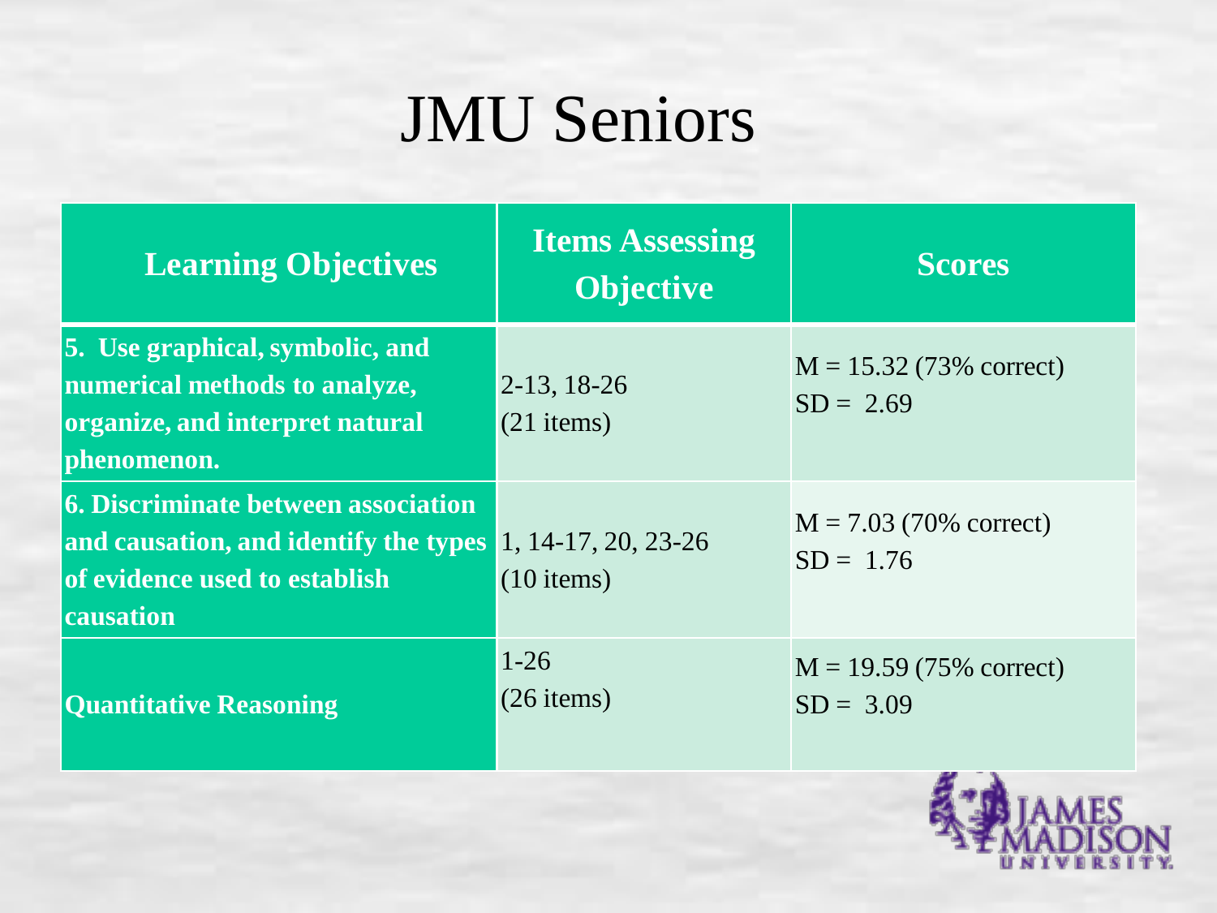# JMU Seniors

| Learning Objectives | Items Assessing Objective | Scores |
| --- | --- | --- |
| **5. Use graphical, symbolic, and numerical methods to analyze, organize, and interpret natural phenomenon.** | 2-13, 18-26 (21 items) | M = 15.32 (73% correct) SD = 2.69 |
| **6. Discriminate between association and causation, and identify the types of evidence used to establish causation** | 1, 14-17, 20, 23-26 (10 items) | M = 7.03 (70% correct) SD = 1.76 |
| **Quantitative Reasoning** | 1-26 (26 items) | M = 19.59 (75% correct) SD = 3.09 |

JAMES MADISON UNIVERSITY.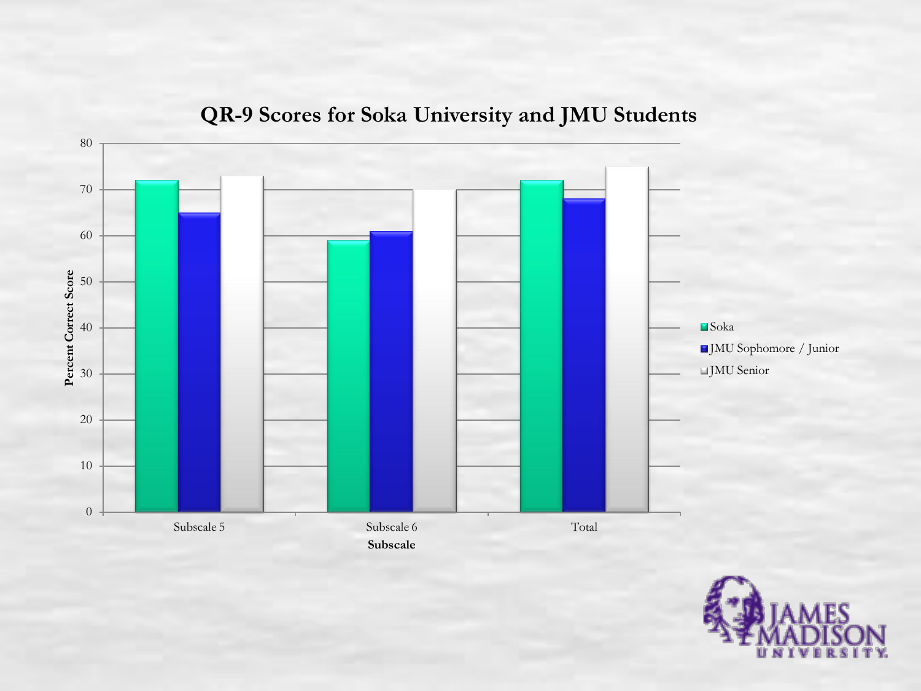# QR-9 Scores for Soka University and JMU Students

| Subscale | Soka | JMU Sophomore / Junior | JMU Senior |
|---|---|---|---|
| Subscale 5 | 72 | 65 | 73 |
| Subscale 6 | 59 | 61 | 70 |
| Total | 72 | 68 | 75 |

Percent Correct Score

Subscale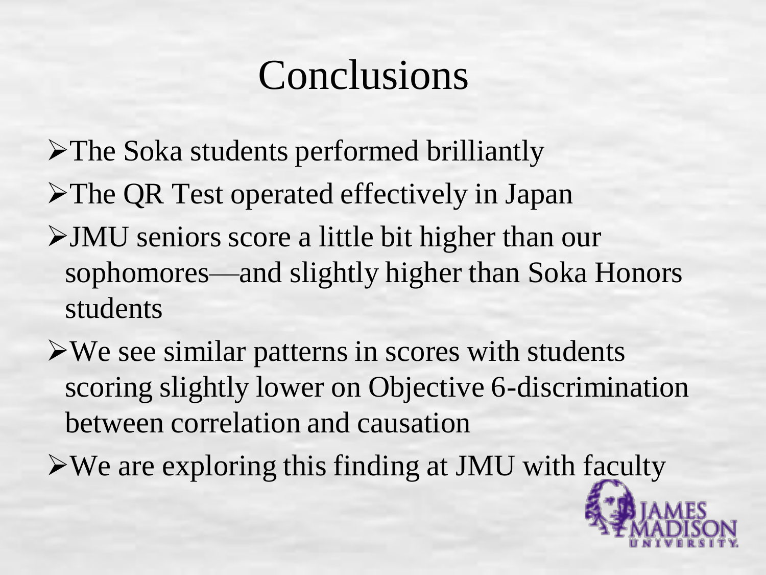# Conclusions

- The Soka students performed brilliantly
- The QR Test operated effectively in Japan
- JMU seniors score a little bit higher than our sophomores—and slightly higher than Soka Honors students
- We see similar patterns in scores with students scoring slightly lower on Objective 6-discrimination between correlation and causation
- We are exploring this finding at JMU with faculty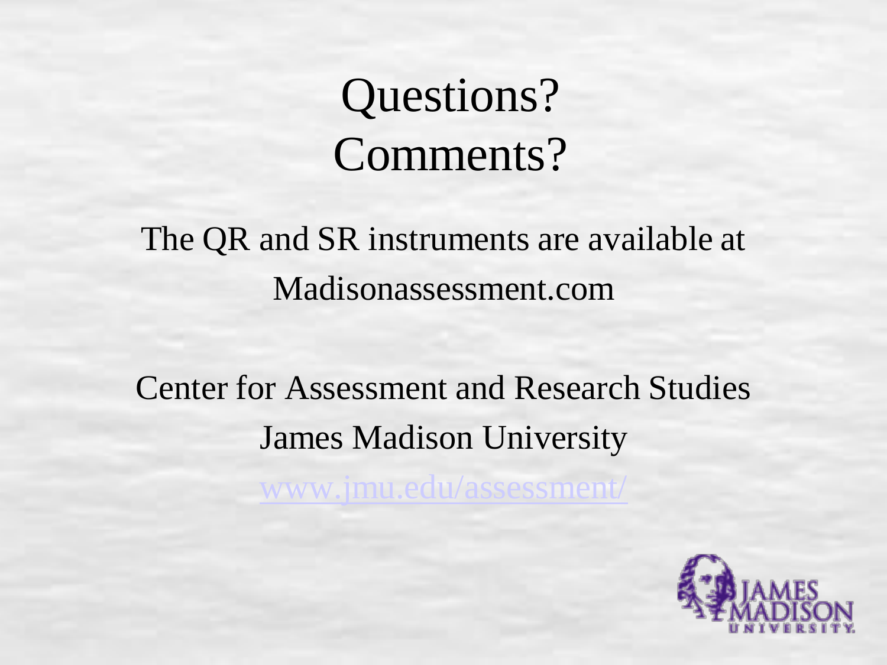# Questions?
# Comments?

The QR and SR instruments are available at Madisonassessment.com

Center for Assessment and Research Studies
James Madison University
www.jmu.edu/assessment/